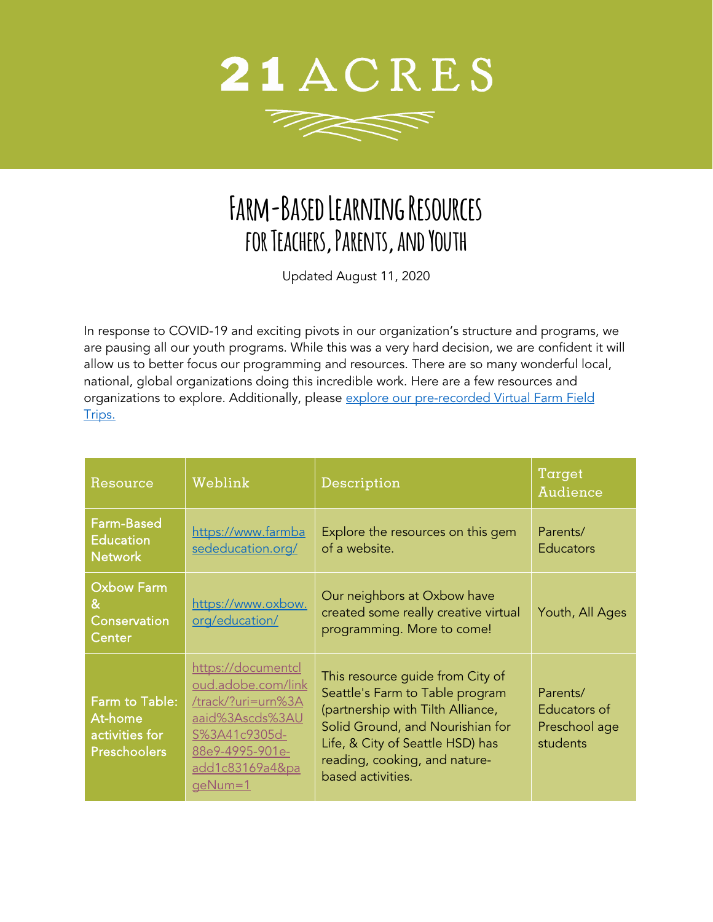# 21 ACRES

## Farm-Based Learning Resources for Teachers, Parents, and Youth

Updated August 11, 2020

In response to COVID-19 and exciting pivots in our organization's structure and programs, we are pausing all our youth programs. While this was a very hard decision, we are confident it will allow us to better focus our programming and resources. There are so many wonderful local, national, global organizations doing this incredible work. Here are a few resources and organizations to explore. Additionally, please [explore our pre-recorded Virtual Farm Field Trips.]()

| Resource | Weblink | Description | Target Audience |
| --- | --- | --- | --- |
| Farm-Based Education Network | https://www.farmbasededucation.org/ | Explore the resources on this gem of a website. | Parents/ Educators |
| Oxbow Farm & Conservation Center | https://www.oxbow.org/education/ | Our neighbors at Oxbow have created some really creative virtual programming. More to come! | Youth, All Ages |
| Farm to Table: At-home activities for Preschoolers | https://documentcloud.adobe.com/link/track/?uri=urn%3Aaid%3Ascds%3AUS%3A41c9305d-88e9-4995-901e-add1c83169a4&pageNum=1 | This resource guide from City of Seattle's Farm to Table program (partnership with Tilth Alliance, Solid Ground, and Nourishian for Life, & City of Seattle HSD) has reading, cooking, and nature-based activities. | Parents/ Educators of Preschool age students |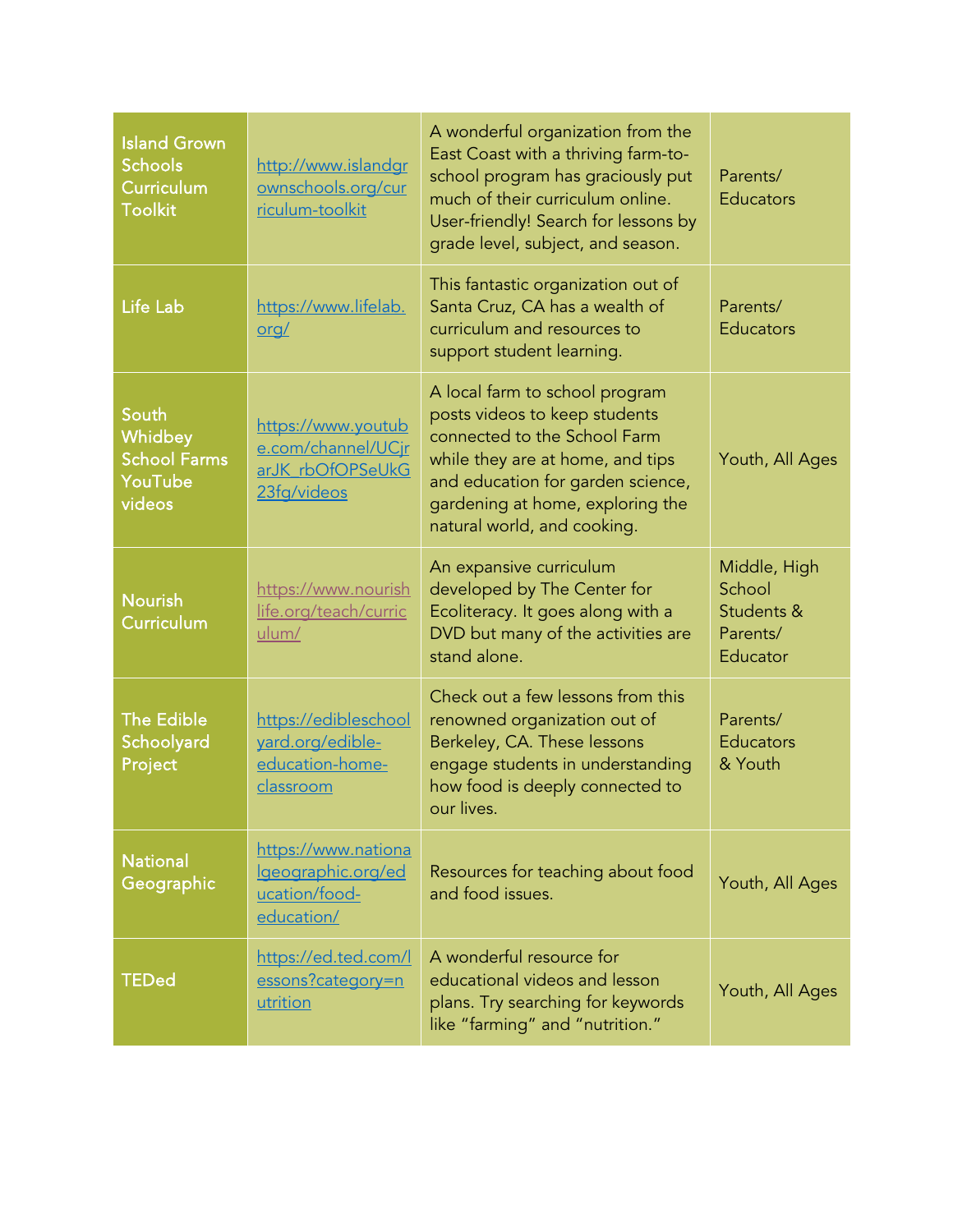| Island Grown Schools Curriculum Toolkit | http://www.islandgrownschools.org/curriculum-toolkit | A wonderful organization from the East Coast with a thriving farm-to-school program has graciously put much of their curriculum online. User-friendly! Search for lessons by grade level, subject, and season. | Parents/ Educators |
|---|---|---|---|
| Life Lab | https://www.lifelab.org/ | This fantastic organization out of Santa Cruz, CA has a wealth of curriculum and resources to support student learning. | Parents/ Educators |
| South Whidbey School Farms YouTube videos | https://www.youtube.com/channel/UCjrarJK_rbOfOPSeUkG23fg/videos | A local farm to school program posts videos to keep students connected to the School Farm while they are at home, and tips and education for garden science, gardening at home, exploring the natural world, and cooking. | Youth, All Ages |
| Nourish Curriculum | https://www.nourishlife.org/teach/curriculum/ | An expansive curriculum developed by The Center for Ecoliteracy. It goes along with a DVD but many of the activities are stand alone. | Middle, High School Students & Parents/ Educator |
| The Edible Schoolyard Project | https://edibleschoolyard.org/edible-education-home-classroom | Check out a few lessons from this renowned organization out of Berkeley, CA. These lessons engage students in understanding how food is deeply connected to our lives. | Parents/ Educators & Youth |
| National Geographic | https://www.nationalgeographic.org/education/food-education/ | Resources for teaching about food and food issues. | Youth, All Ages |
| TEDed | https://ed.ted.com/lessons?category=nutrition | A wonderful resource for educational videos and lesson plans. Try searching for keywords like "farming" and "nutrition." | Youth, All Ages |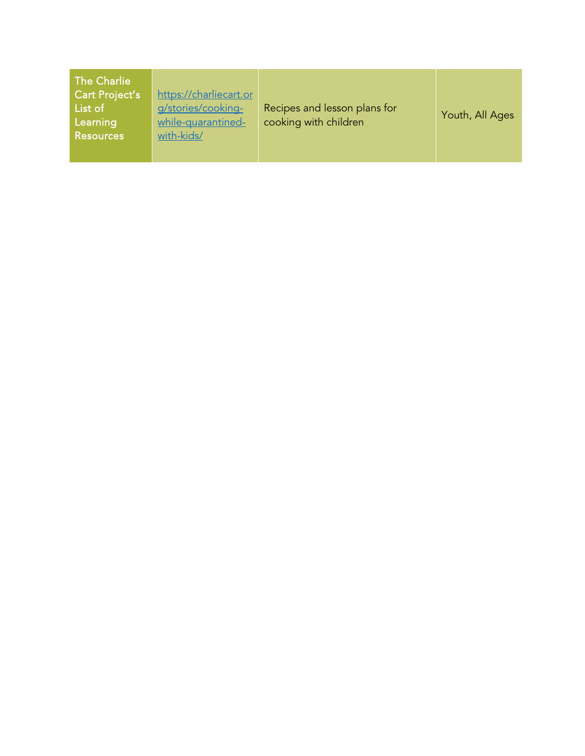| | | | |
|---|---|---|---|
| The Charlie Cart Project's List of Learning Resources | https://charliecart.org/stories/cooking-while-quarantined-with-kids/ | Recipes and lesson plans for cooking with children | Youth, All Ages |